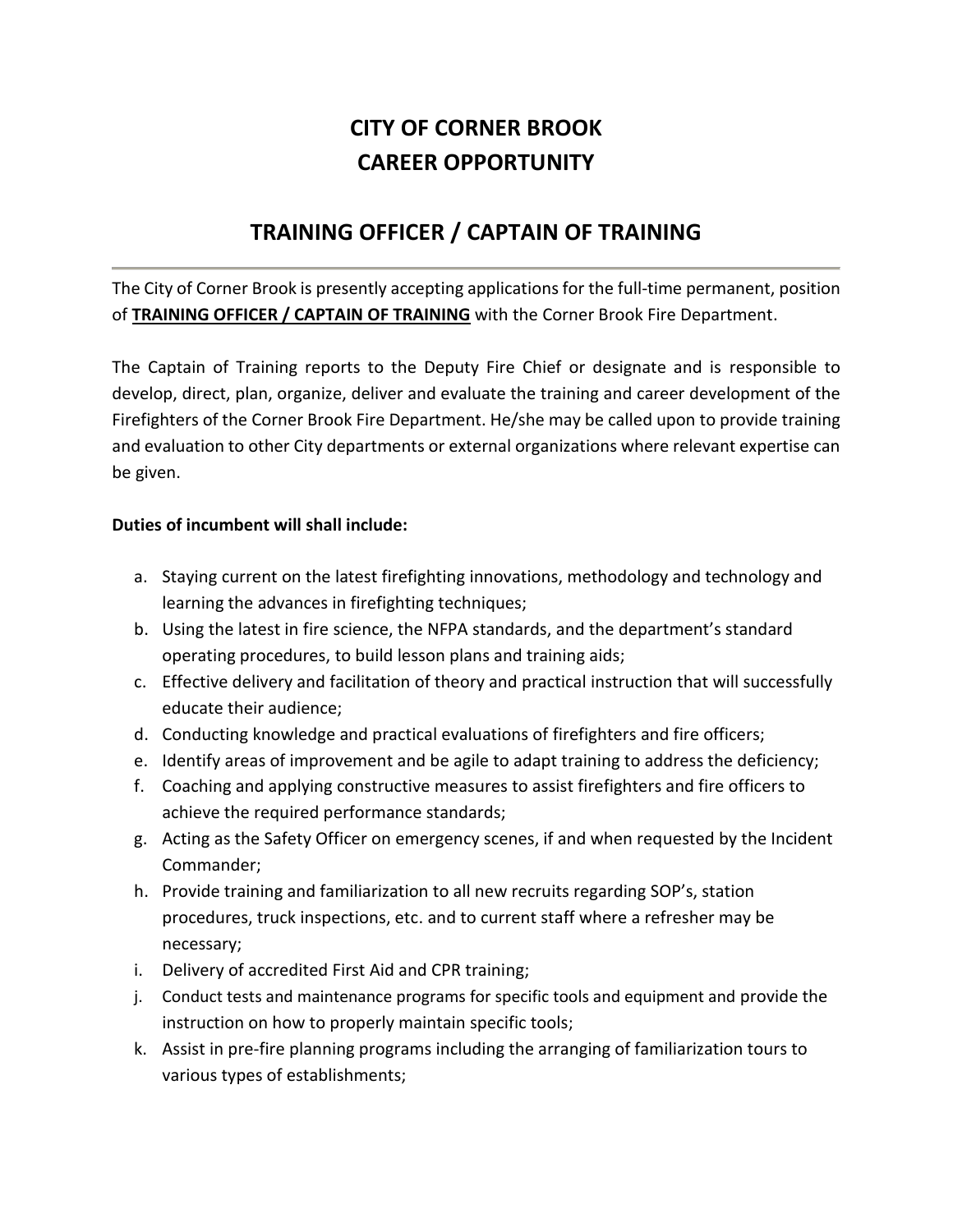# CITY OF CORNER BROOK
# CAREER OPPORTUNITY

## TRAINING OFFICER / CAPTAIN OF TRAINING

The City of Corner Brook is presently accepting applications for the full-time permanent, position of **TRAINING OFFICER / CAPTAIN OF TRAINING** with the Corner Brook Fire Department.

The Captain of Training reports to the Deputy Fire Chief or designate and is responsible to develop, direct, plan, organize, deliver and evaluate the training and career development of the Firefighters of the Corner Brook Fire Department. He/she may be called upon to provide training and evaluation to other City departments or external organizations where relevant expertise can be given.

**Duties of incumbent will shall include:**

a. Staying current on the latest firefighting innovations, methodology and technology and learning the advances in firefighting techniques;
b. Using the latest in fire science, the NFPA standards, and the department's standard operating procedures, to build lesson plans and training aids;
c. Effective delivery and facilitation of theory and practical instruction that will successfully educate their audience;
d. Conducting knowledge and practical evaluations of firefighters and fire officers;
e. Identify areas of improvement and be agile to adapt training to address the deficiency;
f. Coaching and applying constructive measures to assist firefighters and fire officers to achieve the required performance standards;
g. Acting as the Safety Officer on emergency scenes, if and when requested by the Incident Commander;
h. Provide training and familiarization to all new recruits regarding SOP's, station procedures, truck inspections, etc. and to current staff where a refresher may be necessary;
i. Delivery of accredited First Aid and CPR training;
j. Conduct tests and maintenance programs for specific tools and equipment and provide the instruction on how to properly maintain specific tools;
k. Assist in pre-fire planning programs including the arranging of familiarization tours to various types of establishments;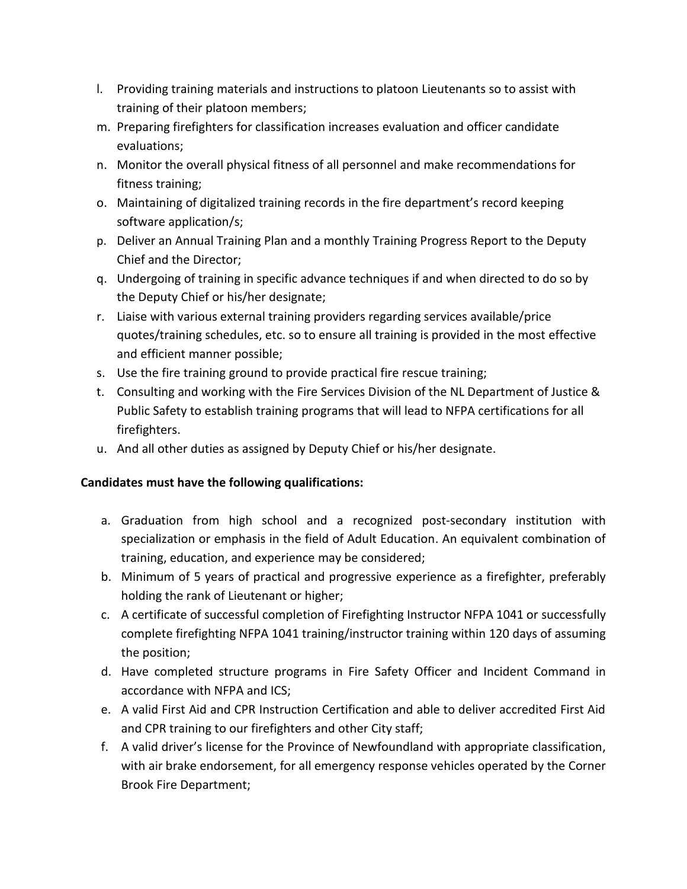l. Providing training materials and instructions to platoon Lieutenants so to assist with training of their platoon members;
m. Preparing firefighters for classification increases evaluation and officer candidate evaluations;
n. Monitor the overall physical fitness of all personnel and make recommendations for fitness training;
o. Maintaining of digitalized training records in the fire department's record keeping software application/s;
p. Deliver an Annual Training Plan and a monthly Training Progress Report to the Deputy Chief and the Director;
q. Undergoing of training in specific advance techniques if and when directed to do so by the Deputy Chief or his/her designate;
r. Liaise with various external training providers regarding services available/price quotes/training schedules, etc. so to ensure all training is provided in the most effective and efficient manner possible;
s. Use the fire training ground to provide practical fire rescue training;
t. Consulting and working with the Fire Services Division of the NL Department of Justice & Public Safety to establish training programs that will lead to NFPA certifications for all firefighters.
u. And all other duties as assigned by Deputy Chief or his/her designate.

**Candidates must have the following qualifications:**

a. Graduation from high school and a recognized post-secondary institution with specialization or emphasis in the field of Adult Education. An equivalent combination of training, education, and experience may be considered;
b. Minimum of 5 years of practical and progressive experience as a firefighter, preferably holding the rank of Lieutenant or higher;
c. A certificate of successful completion of Firefighting Instructor NFPA 1041 or successfully complete firefighting NFPA 1041 training/instructor training within 120 days of assuming the position;
d. Have completed structure programs in Fire Safety Officer and Incident Command in accordance with NFPA and ICS;
e. A valid First Aid and CPR Instruction Certification and able to deliver accredited First Aid and CPR training to our firefighters and other City staff;
f. A valid driver's license for the Province of Newfoundland with appropriate classification, with air brake endorsement, for all emergency response vehicles operated by the Corner Brook Fire Department;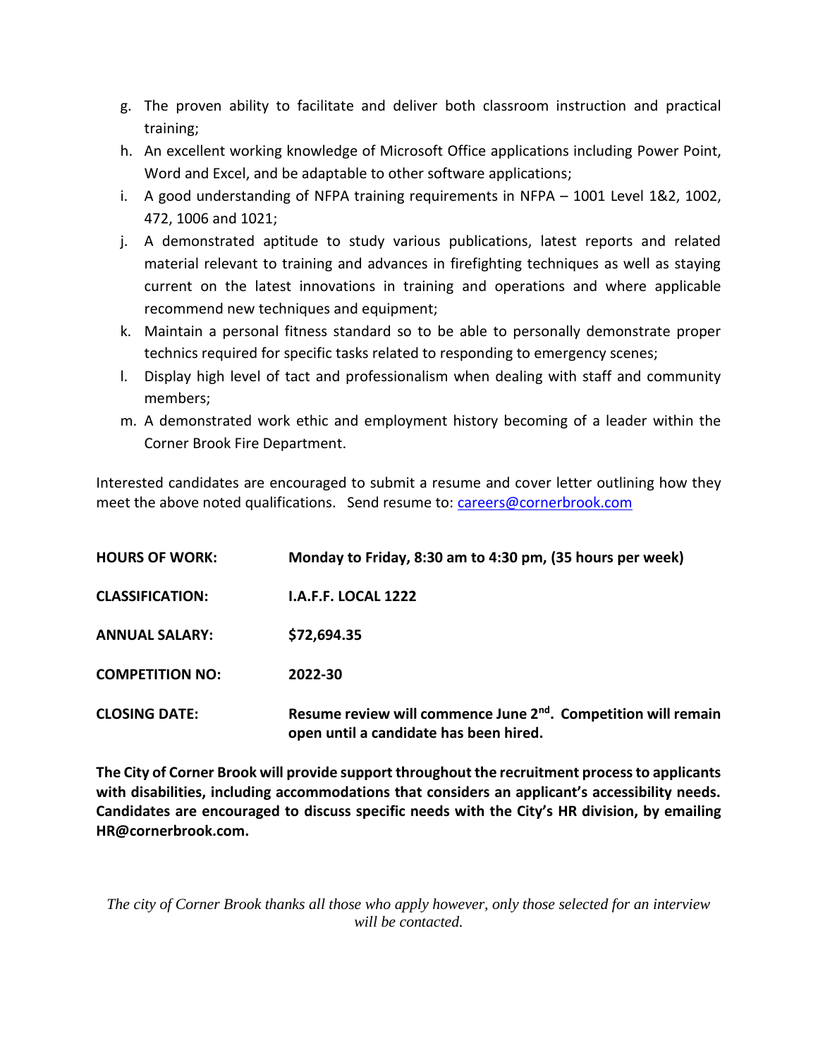g. The proven ability to facilitate and deliver both classroom instruction and practical training;
h. An excellent working knowledge of Microsoft Office applications including Power Point, Word and Excel, and be adaptable to other software applications;
i. A good understanding of NFPA training requirements in NFPA – 1001 Level 1&2, 1002, 472, 1006 and 1021;
j. A demonstrated aptitude to study various publications, latest reports and related material relevant to training and advances in firefighting techniques as well as staying current on the latest innovations in training and operations and where applicable recommend new techniques and equipment;
k. Maintain a personal fitness standard so to be able to personally demonstrate proper technics required for specific tasks related to responding to emergency scenes;
l. Display high level of tact and professionalism when dealing with staff and community members;
m. A demonstrated work ethic and employment history becoming of a leader within the Corner Brook Fire Department.

Interested candidates are encouraged to submit a resume and cover letter outlining how they meet the above noted qualifications. Send resume to: careers@cornerbrook.com

| | |
|---|---|
| **HOURS OF WORK:** | **Monday to Friday, 8:30 am to 4:30 pm, (35 hours per week)** |
| **CLASSIFICATION:** | **I.A.F.F. LOCAL 1222** |
| **ANNUAL SALARY:** | **$72,694.35** |
| **COMPETITION NO:** | **2022-30** |
| **CLOSING DATE:** | **Resume review will commence June 2nd. Competition will remain open until a candidate has been hired.** |

**The City of Corner Brook will provide support throughout the recruitment process to applicants with disabilities, including accommodations that considers an applicant's accessibility needs. Candidates are encouraged to discuss specific needs with the City's HR division, by emailing HR@cornerbrook.com.**

*The city of Corner Brook thanks all those who apply however, only those selected for an interview will be contacted.*